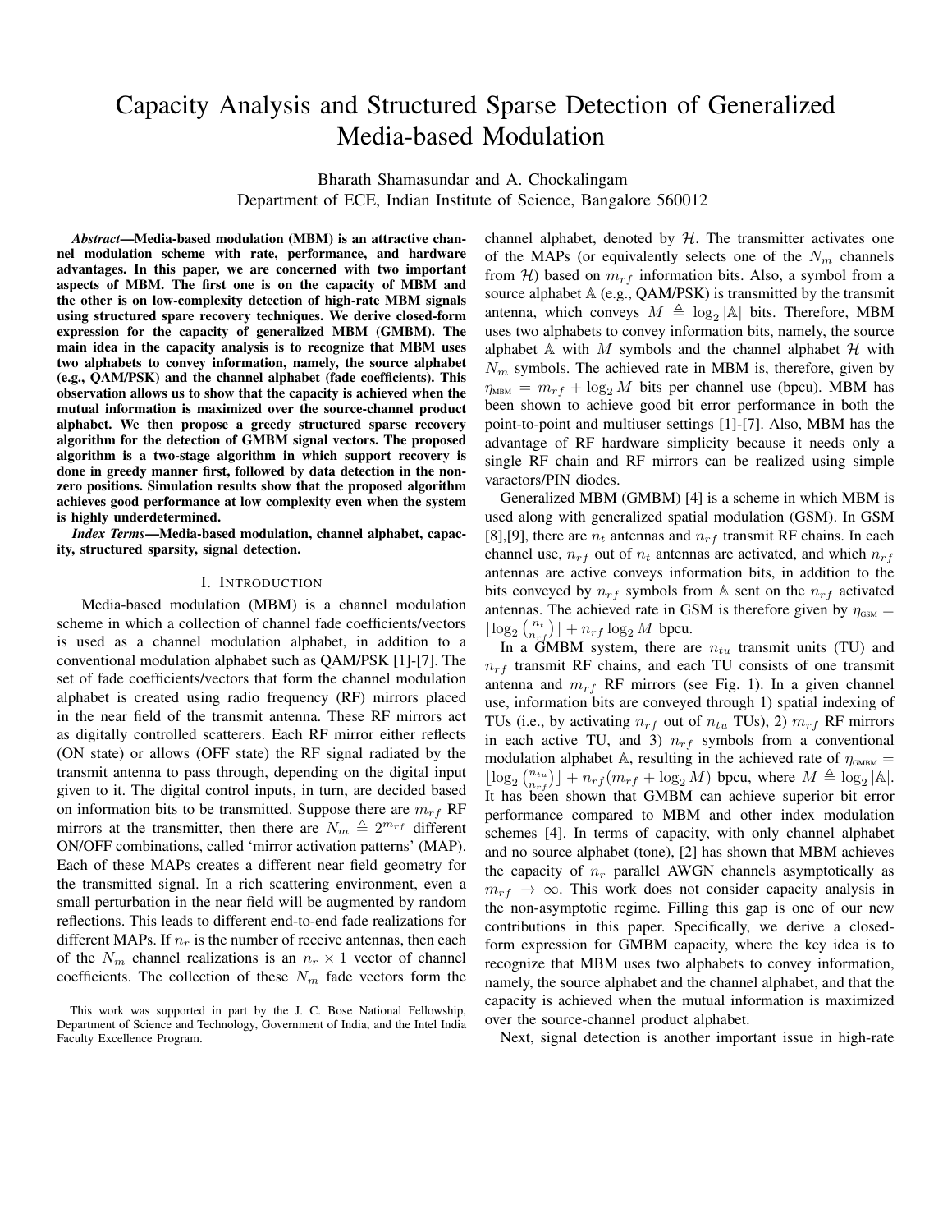# Capacity Analysis and Structured Sparse Detection of Generalized Media-based Modulation

Bharath Shamasundar and A. Chockalingam
Department of ECE, Indian Institute of Science, Bangalore 560012

***Abstract*—Media-based modulation (MBM) is an attractive channel modulation scheme with rate, performance, and hardware advantages. In this paper, we are concerned with two important aspects of MBM. The first one is on the capacity of MBM and the other is on low-complexity detection of high-rate MBM signals using structured spare recovery techniques. We derive closed-form expression for the capacity of generalized MBM (GMBM). The main idea in the capacity analysis is to recognize that MBM uses two alphabets to convey information, namely, the source alphabet (e.g., QAM/PSK) and the channel alphabet (fade coefficients). This observation allows us to show that the capacity is achieved when the mutual information is maximized over the source-channel product alphabet. We then propose a greedy structured sparse recovery algorithm for the detection of GMBM signal vectors. The proposed algorithm is a two-stage algorithm in which support recovery is done in greedy manner first, followed by data detection in the non-zero positions. Simulation results show that the proposed algorithm achieves good performance at low complexity even when the system is highly underdetermined.**

***Index Terms*—Media-based modulation, channel alphabet, capacity, structured sparsity, signal detection.**

## I. Introduction

Media-based modulation (MBM) is a channel modulation scheme in which a collection of channel fade coefficients/vectors is used as a channel modulation alphabet, in addition to a conventional modulation alphabet such as QAM/PSK [1]-[7]. The set of fade coefficients/vectors that form the channel modulation alphabet is created using radio frequency (RF) mirrors placed in the near field of the transmit antenna. These RF mirrors act as digitally controlled scatterers. Each RF mirror either reflects (ON state) or allows (OFF state) the RF signal radiated by the transmit antenna to pass through, depending on the digital input given to it. The digital control inputs, in turn, are decided based on information bits to be transmitted. Suppose there are $m_{rf}$ RF mirrors at the transmitter, then there are $N_m \triangleq 2^{m_{rf}}$ different ON/OFF combinations, called 'mirror activation patterns' (MAP). Each of these MAPs creates a different near field geometry for the transmitted signal. In a rich scattering environment, even a small perturbation in the near field will be augmented by random reflections. This leads to different end-to-end fade realizations for different MAPs. If $n_r$ is the number of receive antennas, then each of the $N_m$ channel realizations is an $n_r \times 1$ vector of channel coefficients. The collection of these $N_m$ fade vectors form the channel alphabet, denoted by $\mathcal{H}$. The transmitter activates one of the MAPs (or equivalently selects one of the $N_m$ channels from $\mathcal{H}$) based on $m_{rf}$ information bits. Also, a symbol from a source alphabet $\mathbb{A}$ (e.g., QAM/PSK) is transmitted by the transmit antenna, which conveys $M \triangleq \log_2 |\mathbb{A}|$ bits. Therefore, MBM uses two alphabets to convey information bits, namely, the source alphabet $\mathbb{A}$ with $M$ symbols and the channel alphabet $\mathcal{H}$ with $N_m$ symbols. The achieved rate in MBM is, therefore, given by $\eta_{\text{MBM}} = m_{rf} + \log_2 M$ bits per channel use (bpcu). MBM has been shown to achieve good bit error performance in both the point-to-point and multiuser settings [1]-[7]. Also, MBM has the advantage of RF hardware simplicity because it needs only a single RF chain and RF mirrors can be realized using simple varactors/PIN diodes.

Generalized MBM (GMBM) [4] is a scheme in which MBM is used along with generalized spatial modulation (GSM). In GSM [8],[9], there are $n_t$ antennas and $n_{rf}$ transmit RF chains. In each channel use, $n_{rf}$ out of $n_t$ antennas are activated, and which $n_{rf}$ antennas are active conveys information bits, in addition to the bits conveyed by $n_{rf}$ symbols from $\mathbb{A}$ sent on the $n_{rf}$ activated antennas. The achieved rate in GSM is therefore given by $\eta_{\text{GSM}} = \lfloor \log_2 \binom{n_t}{n_{rf}} \rfloor + n_{rf} \log_2 M$ bpcu.

In a GMBM system, there are $n_{tu}$ transmit units (TU) and $n_{rf}$ transmit RF chains, and each TU consists of one transmit antenna and $m_{rf}$ RF mirrors (see Fig. 1). In a given channel use, information bits are conveyed through 1) spatial indexing of TUs (i.e., by activating $n_{rf}$ out of $n_{tu}$ TUs), 2) $m_{rf}$ RF mirrors in each active TU, and 3) $n_{rf}$ symbols from a conventional modulation alphabet $\mathbb{A}$, resulting in the achieved rate of $\eta_{\text{GMBM}} = \lfloor \log_2 \binom{n_{tu}}{n_{rf}} \rfloor + n_{rf}(m_{rf} + \log_2 M)$ bpcu, where $M \triangleq \log_2 |\mathbb{A}|$. It has been shown that GMBM can achieve superior bit error performance compared to MBM and other index modulation schemes [4]. In terms of capacity, with only channel alphabet and no source alphabet (tone), [2] has shown that MBM achieves the capacity of $n_r$ parallel AWGN channels asymptotically as $m_{rf} \to \infty$. This work does not consider capacity analysis in the non-asymptotic regime. Filling this gap is one of our new contributions in this paper. Specifically, we derive a closed-form expression for GMBM capacity, where the key idea is to recognize that MBM uses two alphabets to convey information, namely, the source alphabet and the channel alphabet, and that the capacity is achieved when the mutual information is maximized over the source-channel product alphabet.

Next, signal detection is another important issue in high-rate

This work was supported in part by the J. C. Bose National Fellowship, Department of Science and Technology, Government of India, and the Intel India Faculty Excellence Program.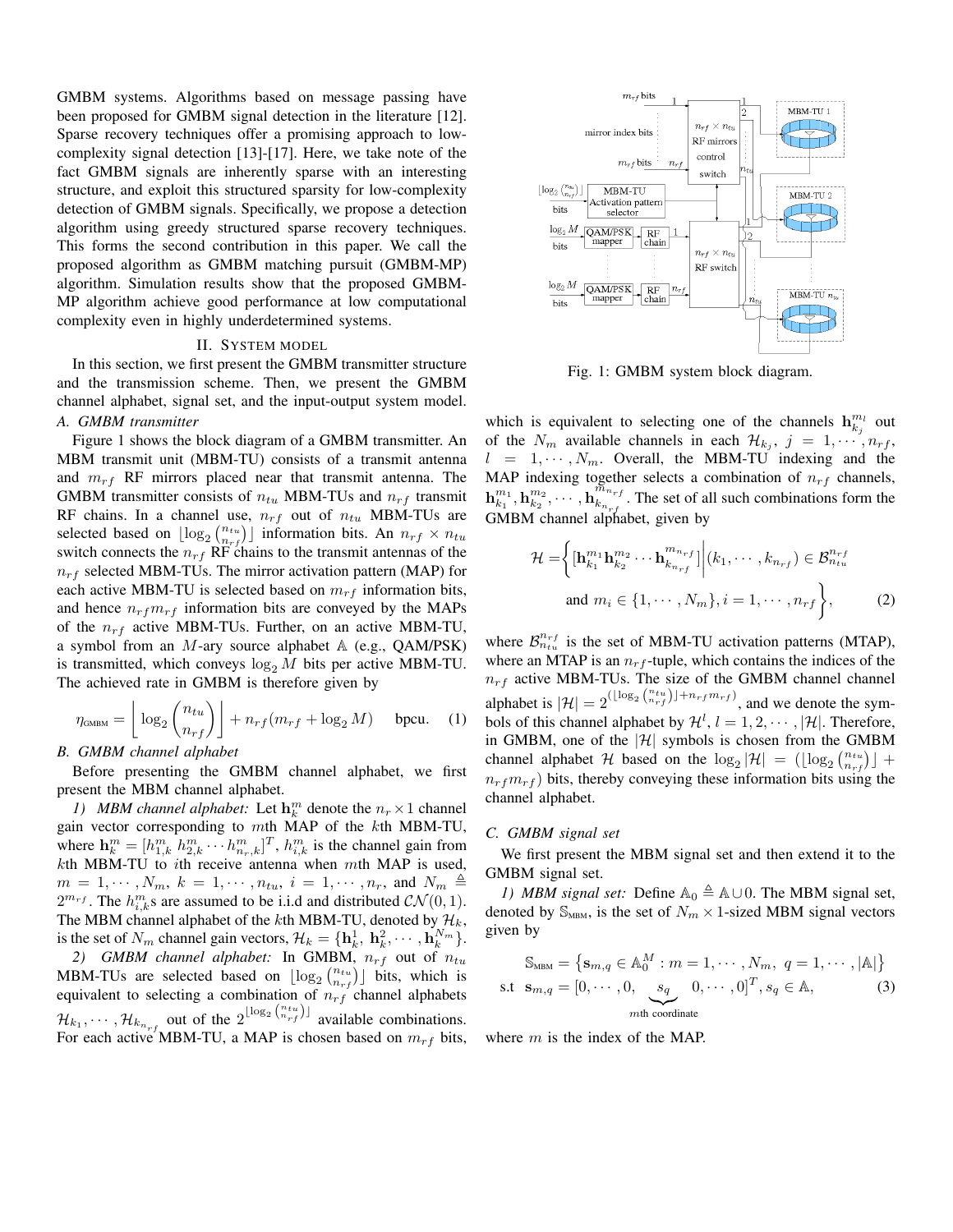GMBM systems. Algorithms based on message passing have been proposed for GMBM signal detection in the literature [12]. Sparse recovery techniques offer a promising approach to low-complexity signal detection [13]-[17]. Here, we take note of the fact GMBM signals are inherently sparse with an interesting structure, and exploit this structured sparsity for low-complexity detection of GMBM signals. Specifically, we propose a detection algorithm using greedy structured sparse recovery techniques. This forms the second contribution in this paper. We call the proposed algorithm as GMBM matching pursuit (GMBM-MP) algorithm. Simulation results show that the proposed GMBM-MP algorithm achieve good performance at low computational complexity even in highly underdetermined systems.

## II. System model

In this section, we first present the GMBM transmitter structure and the transmission scheme. Then, we present the GMBM channel alphabet, signal set, and the input-output system model.

### *A. GMBM transmitter*

Figure 1 shows the block diagram of a GMBM transmitter. An MBM transmit unit (MBM-TU) consists of a transmit antenna and $m_{rf}$ RF mirrors placed near that transmit antenna. The GMBM transmitter consists of $n_{tu}$ MBM-TUs and $n_{rf}$ transmit RF chains. In a channel use, $n_{rf}$ out of $n_{tu}$ MBM-TUs are selected based on $\lfloor \log_2 \binom{n_{tu}}{n_{rf}} \rfloor$ information bits. An $n_{rf} \times n_{tu}$ switch connects the $n_{rf}$ RF chains to the transmit antennas of the $n_{rf}$ selected MBM-TUs. The mirror activation pattern (MAP) for each active MBM-TU is selected based on $m_{rf}$ information bits, and hence $n_{rf}m_{rf}$ information bits are conveyed by the MAPs of the $n_{rf}$ active MBM-TUs. Further, on an active MBM-TU, a symbol from an $M$-ary source alphabet $\mathbb{A}$ (e.g., QAM/PSK) is transmitted, which conveys $\log_2 M$ bits per active MBM-TU. The achieved rate in GMBM is therefore given by

$$\eta_{\text{GMBM}} = \left\lfloor \log_2 \binom{n_{tu}}{n_{rf}} \right\rfloor + n_{rf}(m_{rf} + \log_2 M) \quad \text{bpcu.} \quad (1)$$

### *B. GMBM channel alphabet*

Before presenting the GMBM channel alphabet, we first present the MBM channel alphabet.

*1) MBM channel alphabet:* Let $\mathbf{h}_k^m$ denote the $n_r \times 1$ channel gain vector corresponding to $m$th MAP of the $k$th MBM-TU, where $\mathbf{h}_k^m = [h_{1,k}^m \ h_{2,k}^m \cdots h_{n_r,k}^m]^T$, $h_{i,k}^m$ is the channel gain from $k$th MBM-TU to $i$th receive antenna when $m$th MAP is used, $m = 1, \cdots, N_m$, $k = 1, \cdots, n_{tu}$, $i = 1, \cdots, n_r$, and $N_m \triangleq 2^{m_{rf}}$. The $h_{i,k}^m$s are assumed to be i.i.d and distributed $\mathcal{CN}(0,1)$. The MBM channel alphabet of the $k$th MBM-TU, denoted by $\mathcal{H}_k$, is the set of $N_m$ channel gain vectors, $\mathcal{H}_k = \{\mathbf{h}_k^1, \mathbf{h}_k^2, \cdots, \mathbf{h}_k^{N_m}\}$.

*2) GMBM channel alphabet:* In GMBM, $n_{rf}$ out of $n_{tu}$ MBM-TUs are selected based on $\lfloor \log_2 \binom{n_{tu}}{n_{rf}} \rfloor$ bits, which is equivalent to selecting a combination of $n_{rf}$ channel alphabets $\mathcal{H}_{k_1}, \cdots, \mathcal{H}_{k_{n_{rf}}}$ out of the $2^{\lfloor \log_2 \binom{n_{tu}}{n_{rf}} \rfloor}$ available combinations. For each active MBM-TU, a MAP is chosen based on $m_{rf}$ bits, which is equivalent to selecting one of the channels $\mathbf{h}_{k_j}^{m_l}$ out of the $N_m$ available channels in each $\mathcal{H}_{k_j}$, $j = 1, \cdots, n_{rf}$, $l = 1, \cdots, N_m$. Overall, the MBM-TU indexing and the MAP indexing together selects a combination of $n_{rf}$ channels, $\mathbf{h}_{k_1}^{m_1}, \mathbf{h}_{k_2}^{m_2}, \cdots, \mathbf{h}_{k_{n_{rf}}}^{m_{n_{rf}}}$. The set of all such combinations form the GMBM channel alphabet, given by

$$\mathcal{H} = \left\{ [\mathbf{h}_{k_1}^{m_1} \mathbf{h}_{k_2}^{m_2} \cdots \mathbf{h}_{k_{n_{rf}}}^{m_{n_{rf}}}] \middle| (k_1, \cdots, k_{n_{rf}}) \in \mathcal{B}_{n_{tu}}^{n_{rf}} \right. \\ \left. \text{and } m_i \in \{1, \cdots, N_m\}, i = 1, \cdots, n_{rf} \right\}, \quad (2)$$

where $\mathcal{B}_{n_{tu}}^{n_{rf}}$ is the set of MBM-TU activation patterns (MTAP), where an MTAP is an $n_{rf}$-tuple, which contains the indices of the $n_{rf}$ active MBM-TUs. The size of the GMBM channel channel alphabet is $|\mathcal{H}| = 2^{(\lfloor \log_2 \binom{n_{tu}}{n_{rf}} \rfloor + n_{rf}m_{rf})}$, and we denote the symbols of this channel alphabet by $\mathcal{H}^l$, $l = 1, 2, \cdots, |\mathcal{H}|$. Therefore, in GMBM, one of the $|\mathcal{H}|$ symbols is chosen from the GMBM channel alphabet $\mathcal{H}$ based on the $\log_2 |\mathcal{H}| = (\lfloor \log_2 \binom{n_{tu}}{n_{rf}} \rfloor + n_{rf}m_{rf})$ bits, thereby conveying these information bits using the channel alphabet.

### *C. GMBM signal set*

We first present the MBM signal set and then extend it to the GMBM signal set.

*1) MBM signal set:* Define $\mathbb{A}_0 \triangleq \mathbb{A} \cup 0$. The MBM signal set, denoted by $\mathbb{S}_{\text{MBM}}$, is the set of $N_m \times 1$-sized MBM signal vectors given by

$$\mathbb{S}_{\text{MBM}} = \left\{ \mathbf{s}_{m,q} \in \mathbb{A}_0^M : m = 1, \cdots, N_m, \ q = 1, \cdots, |\mathbb{A}| \right\} \\ \text{s.t } \ \mathbf{s}_{m,q} = [0, \cdots, 0, \underbrace{s_q}_{m\text{th coordinate}} 0, \cdots, 0]^T, s_q \in \mathbb{A}, \quad (3)$$

where $m$ is the index of the MAP.

Fig. 1: GMBM system block diagram.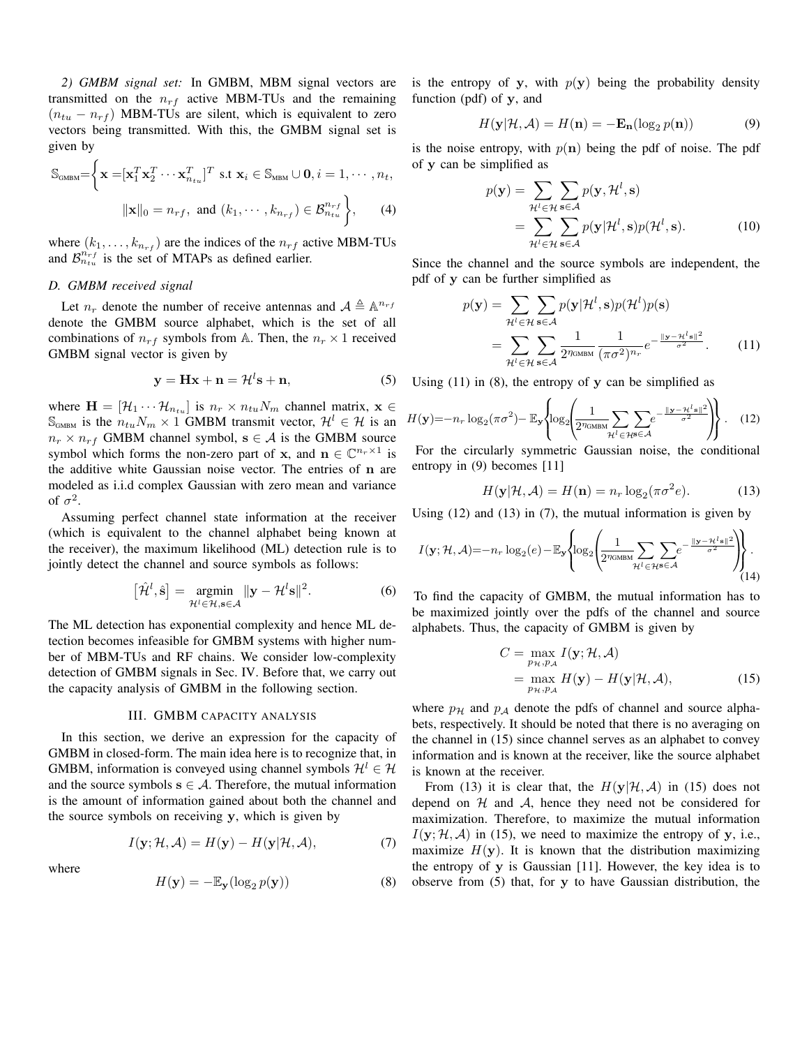*2) GMBM signal set:* In GMBM, MBM signal vectors are transmitted on the $n_{rf}$ active MBM-TUs and the remaining $(n_{tu} - n_{rf})$ MBM-TUs are silent, which is equivalent to zero vectors being transmitted. With this, the GMBM signal set is given by

$$\mathbb{S}_{\text{GMBM}}=\bigg\{ \mathbf{x} = [\mathbf{x}_1^T \mathbf{x}_2^T \cdots \mathbf{x}_{n_{tu}}^T]^T \text{ s.t } \mathbf{x}_i \in \mathbb{S}_{\text{MBM}} \cup \mathbf{0}, i=1,\cdots,n_t, \\ \|\mathbf{x}\|_0 = n_{rf}, \text{ and } (k_1,\cdots,k_{n_{rf}}) \in \mathcal{B}_{n_{tu}}^{n_{rf}} \bigg\}, \quad (4)$$

where $(k_1,\ldots,k_{n_{rf}})$ are the indices of the $n_{rf}$ active MBM-TUs and $\mathcal{B}_{n_{tu}}^{n_{rf}}$ is the set of MTAPs as defined earlier.

### *D. GMBM received signal*

Let $n_r$ denote the number of receive antennas and $\mathcal{A} \triangleq \mathbb{A}^{n_{rf}}$ denote the GMBM source alphabet, which is the set of all combinations of $n_{rf}$ symbols from $\mathbb{A}$. Then, the $n_r \times 1$ received GMBM signal vector is given by

$$\mathbf{y} = \mathbf{H}\mathbf{x} + \mathbf{n} = \mathcal{H}^l \mathbf{s} + \mathbf{n}, \quad (5)$$

where $\mathbf{H} = [\mathcal{H}_1 \cdots \mathcal{H}_{n_{tu}}]$ is $n_r \times n_{tu}N_m$ channel matrix, $\mathbf{x} \in \mathbb{S}_{\text{GMBM}}$ is the $n_{tu}N_m \times 1$ GMBM transmit vector, $\mathcal{H}^l \in \mathcal{H}$ is an $n_r \times n_{rf}$ GMBM channel symbol, $\mathbf{s} \in \mathcal{A}$ is the GMBM source symbol which forms the non-zero part of $\mathbf{x}$, and $\mathbf{n} \in \mathbb{C}^{n_r \times 1}$ is the additive white Gaussian noise vector. The entries of $\mathbf{n}$ are modeled as i.i.d complex Gaussian with zero mean and variance of $\sigma^2$.

Assuming perfect channel state information at the receiver (which is equivalent to the channel alphabet being known at the receiver), the maximum likelihood (ML) detection rule is to jointly detect the channel and source symbols as follows:

$$\big[\hat{\mathcal{H}}^l, \hat{\mathbf{s}}\big] = \underset{\mathcal{H}^l \in \mathcal{H}, \mathbf{s} \in \mathcal{A}}{\operatorname{argmin}} \|\mathbf{y} - \mathcal{H}^l \mathbf{s}\|^2. \quad (6)$$

The ML detection has exponential complexity and hence ML detection becomes infeasible for GMBM systems with higher number of MBM-TUs and RF chains. We consider low-complexity detection of GMBM signals in Sec. IV. Before that, we carry out the capacity analysis of GMBM in the following section.

## III. GMBM CAPACITY ANALYSIS

In this section, we derive an expression for the capacity of GMBM in closed-form. The main idea here is to recognize that, in GMBM, information is conveyed using channel symbols $\mathcal{H}^l \in \mathcal{H}$ and the source symbols $\mathbf{s} \in \mathcal{A}$. Therefore, the mutual information is the amount of information gained about both the channel and the source symbols on receiving $\mathbf{y}$, which is given by

$$I(\mathbf{y};\mathcal{H},\mathcal{A}) = H(\mathbf{y}) - H(\mathbf{y}|\mathcal{H},\mathcal{A}), \quad (7)$$

where

$$H(\mathbf{y}) = -\mathbb{E}_{\mathbf{y}}(\log_2 p(\mathbf{y})) \quad (8)$$

is the entropy of $\mathbf{y}$, with $p(\mathbf{y})$ being the probability density function (pdf) of $\mathbf{y}$, and

$$H(\mathbf{y}|\mathcal{H},\mathcal{A}) = H(\mathbf{n}) = -\mathbf{E}_{\mathbf{n}}(\log_2 p(\mathbf{n})) \quad (9)$$

is the noise entropy, with $p(\mathbf{n})$ being the pdf of noise. The pdf of $\mathbf{y}$ can be simplified as

$$\begin{aligned} p(\mathbf{y}) &= \sum_{\mathcal{H}^l \in \mathcal{H}} \sum_{\mathbf{s} \in \mathcal{A}} p(\mathbf{y}, \mathcal{H}^l, \mathbf{s}) \\ &= \sum_{\mathcal{H}^l \in \mathcal{H}} \sum_{\mathbf{s} \in \mathcal{A}} p(\mathbf{y}|\mathcal{H}^l, \mathbf{s}) p(\mathcal{H}^l, \mathbf{s}). \end{aligned} \quad (10)$$

Since the channel and the source symbols are independent, the pdf of $\mathbf{y}$ can be further simplified as

$$\begin{aligned} p(\mathbf{y}) &= \sum_{\mathcal{H}^l \in \mathcal{H}} \sum_{\mathbf{s} \in \mathcal{A}} p(\mathbf{y}|\mathcal{H}^l, \mathbf{s}) p(\mathcal{H}^l) p(\mathbf{s}) \\ &= \sum_{\mathcal{H}^l \in \mathcal{H}} \sum_{\mathbf{s} \in \mathcal{A}} \frac{1}{2^{\eta_{\text{GMBM}}}} \frac{1}{(\pi\sigma^2)^{n_r}} e^{-\frac{\|\mathbf{y}-\mathcal{H}^l\mathbf{s}\|^2}{\sigma^2}}. \end{aligned} \quad (11)$$

Using (11) in (8), the entropy of $\mathbf{y}$ can be simplified as

$$H(\mathbf{y}) = -n_r \log_2(\pi\sigma^2) - \mathbb{E}_{\mathbf{y}}\left\{ \log_2\left( \frac{1}{2^{\eta_{\text{GMBM}}}} \sum_{\mathcal{H}^l \in \mathcal{H}} \sum_{\mathbf{s} \in \mathcal{A}} e^{-\frac{\|\mathbf{y}-\mathcal{H}^l\mathbf{s}\|^2}{\sigma^2}} \right) \right\}. \quad (12)$$

For the circularly symmetric Gaussian noise, the conditional entropy in (9) becomes [11]

$$H(\mathbf{y}|\mathcal{H},\mathcal{A}) = H(\mathbf{n}) = n_r \log_2(\pi\sigma^2 e). \quad (13)$$

Using (12) and (13) in (7), the mutual information is given by

$$I(\mathbf{y};\mathcal{H},\mathcal{A}) = -n_r \log_2(e) - \mathbb{E}_{\mathbf{y}}\left\{ \log_2\left( \frac{1}{2^{\eta_{\text{GMBM}}}} \sum_{\mathcal{H}^l \in \mathcal{H}} \sum_{\mathbf{s} \in \mathcal{A}} e^{-\frac{\|\mathbf{y}-\mathcal{H}^l\mathbf{s}\|^2}{\sigma^2}} \right) \right\}. \quad (14)$$

To find the capacity of GMBM, the mutual information has to be maximized jointly over the pdfs of the channel and source alphabets. Thus, the capacity of GMBM is given by

$$\begin{aligned} C &= \max_{p_{\mathcal{H}}, p_{\mathcal{A}}} I(\mathbf{y};\mathcal{H},\mathcal{A}) \\ &= \max_{p_{\mathcal{H}}, p_{\mathcal{A}}} H(\mathbf{y}) - H(\mathbf{y}|\mathcal{H},\mathcal{A}), \end{aligned} \quad (15)$$

where $p_{\mathcal{H}}$ and $p_{\mathcal{A}}$ denote the pdfs of channel and source alphabets, respectively. It should be noted that there is no averaging on the channel in (15) since channel serves as an alphabet to convey information and is known at the receiver, like the source alphabet is known at the receiver.

From (13) it is clear that, the $H(\mathbf{y}|\mathcal{H},\mathcal{A})$ in (15) does not depend on $\mathcal{H}$ and $\mathcal{A}$, hence they need not be considered for maximization. Therefore, to maximize the mutual information $I(\mathbf{y};\mathcal{H},\mathcal{A})$ in (15), we need to maximize the entropy of $\mathbf{y}$, i.e., maximize $H(\mathbf{y})$. It is known that the distribution maximizing the entropy of $\mathbf{y}$ is Gaussian [11]. However, the key idea is to observe from (5) that, for $\mathbf{y}$ to have Gaussian distribution, the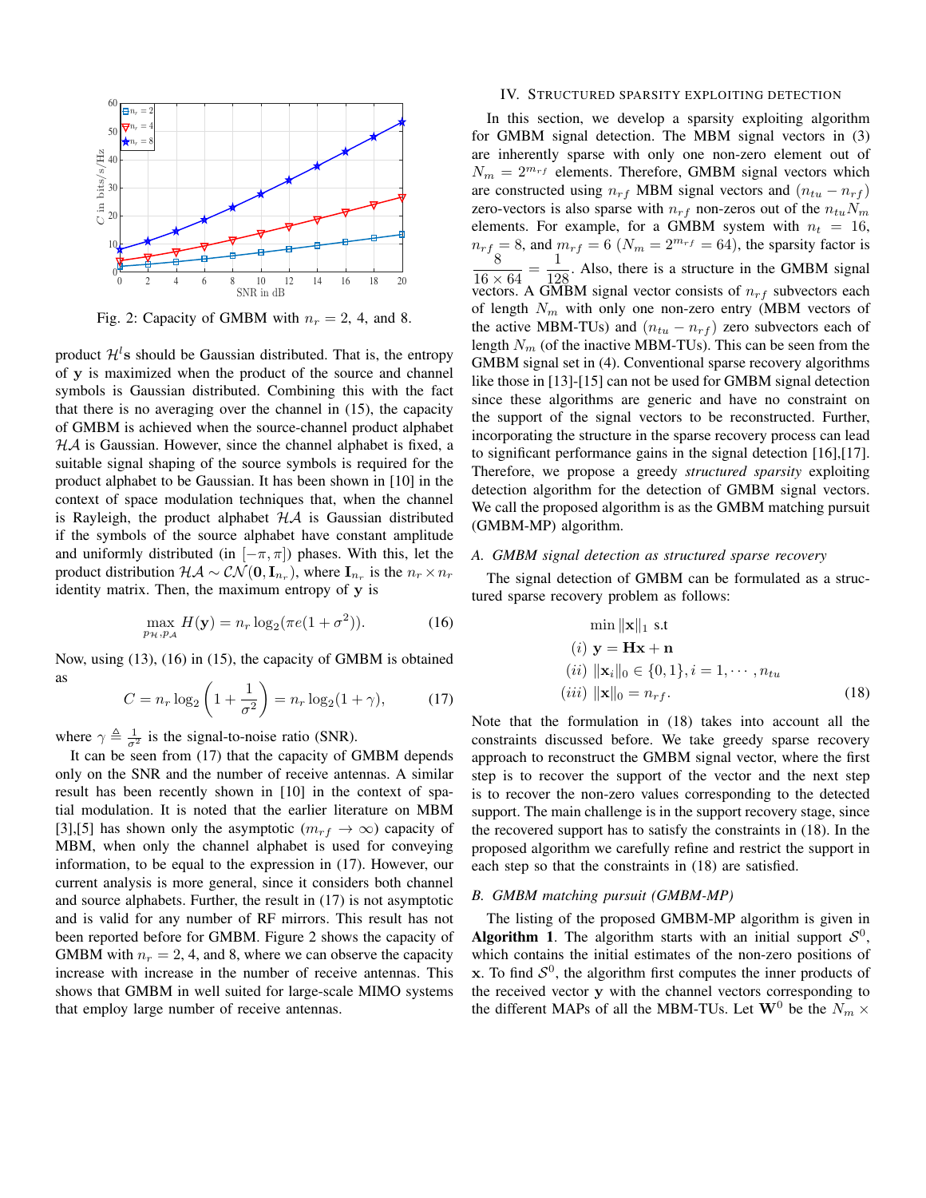Fig. 2: Capacity of GMBM with $n_r = 2$, 4, and 8.

product $\mathcal{H}^l$s should be Gaussian distributed. That is, the entropy of $\mathbf{y}$ is maximized when the product of the source and channel symbols is Gaussian distributed. Combining this with the fact that there is no averaging over the channel in (15), the capacity of GMBM is achieved when the source-channel product alphabet $\mathcal{H}\mathcal{A}$ is Gaussian. However, since the channel alphabet is fixed, a suitable signal shaping of the source symbols is required for the product alphabet to be Gaussian. It has been shown in [10] in the context of space modulation techniques that, when the channel is Rayleigh, the product alphabet $\mathcal{H}\mathcal{A}$ is Gaussian distributed if the symbols of the source alphabet have constant amplitude and uniformly distributed (in $[-\pi, \pi]$) phases. With this, let the product distribution $\mathcal{H}\mathcal{A} \sim \mathcal{CN}(\mathbf{0}, \mathbf{I}_{n_r})$, where $\mathbf{I}_{n_r}$ is the $n_r \times n_r$ identity matrix. Then, the maximum entropy of $\mathbf{y}$ is

$$\max_{p_{\mathcal{H}}, p_{\mathcal{A}}} H(\mathbf{y}) = n_r \log_2(\pi e(1+\sigma^2)). \tag{16}$$

Now, using (13), (16) in (15), the capacity of GMBM is obtained as

$$C = n_r \log_2\left(1 + \frac{1}{\sigma^2}\right) = n_r \log_2(1+\gamma), \tag{17}$$

where $\gamma \triangleq \frac{1}{\sigma^2}$ is the signal-to-noise ratio (SNR).

It can be seen from (17) that the capacity of GMBM depends only on the SNR and the number of receive antennas. A similar result has been recently shown in [10] in the context of spatial modulation. It is noted that the earlier literature on MBM [3],[5] has shown only the asymptotic ($m_{rf} \to \infty$) capacity of MBM, when only the channel alphabet is used for conveying information, to be equal to the expression in (17). However, our current analysis is more general, since it considers both channel and source alphabets. Further, the result in (17) is not asymptotic and is valid for any number of RF mirrors. This result has not been reported before for GMBM. Figure 2 shows the capacity of GMBM with $n_r = 2$, 4, and 8, where we can observe the capacity increase with increase in the number of receive antennas. This shows that GMBM in well suited for large-scale MIMO systems that employ large number of receive antennas.

## IV. Structured Sparsity Exploiting Detection

In this section, we develop a sparsity exploiting algorithm for GMBM signal detection. The MBM signal vectors in (3) are inherently sparse with only one non-zero element out of $N_m = 2^{m_{rf}}$ elements. Therefore, GMBM signal vectors which are constructed using $n_{rf}$ MBM signal vectors and $(n_{tu} - n_{rf})$ zero-vectors is also sparse with $n_{rf}$ non-zeros out of the $n_{tu}N_m$ elements. For example, for a GMBM system with $n_t = 16$, $n_{rf} = 8$, and $m_{rf} = 6$ ($N_m = 2^{m_{rf}} = 64$), the sparsity factor is $\frac{8}{16 \times 64} = \frac{1}{128}$. Also, there is a structure in the GMBM signal vectors. A GMBM signal vector consists of $n_{rf}$ subvectors each of length $N_m$ with only one non-zero entry (MBM vectors of the active MBM-TUs) and $(n_{tu} - n_{rf})$ zero subvectors each of length $N_m$ (of the inactive MBM-TUs). This can be seen from the GMBM signal set in (4). Conventional sparse recovery algorithms like those in [13]-[15] can not be used for GMBM signal detection since these algorithms are generic and have no constraint on the support of the signal vectors to be reconstructed. Further, incorporating the structure in the sparse recovery process can lead to significant performance gains in the signal detection [16],[17]. Therefore, we propose a greedy *structured sparsity* exploiting detection algorithm for the detection of GMBM signal vectors. We call the proposed algorithm is as the GMBM matching pursuit (GMBM-MP) algorithm.

### A. GMBM signal detection as structured sparse recovery

The signal detection of GMBM can be formulated as a structured sparse recovery problem as follows:

$$\begin{aligned}
&\min \|\mathbf{x}\|_1 \text{ s.t} \\
&(i)\ \mathbf{y} = \mathbf{H}\mathbf{x} + \mathbf{n} \\
&(ii)\ \|\mathbf{x}_i\|_0 \in \{0, 1\}, i = 1, \cdots, n_{tu} \\
&(iii)\ \|\mathbf{x}\|_0 = n_{rf}.
\end{aligned} \tag{18}$$

Note that the formulation in (18) takes into account all the constraints discussed before. We take greedy sparse recovery approach to reconstruct the GMBM signal vector, where the first step is to recover the support of the vector and the next step is to recover the non-zero values corresponding to the detected support. The main challenge is in the support recovery stage, since the recovered support has to satisfy the constraints in (18). In the proposed algorithm we carefully refine and restrict the support in each step so that the constraints in (18) are satisfied.

### B. GMBM matching pursuit (GMBM-MP)

The listing of the proposed GMBM-MP algorithm is given in **Algorithm 1**. The algorithm starts with an initial support $\mathcal{S}^0$, which contains the initial estimates of the non-zero positions of $\mathbf{x}$. To find $\mathcal{S}^0$, the algorithm first computes the inner products of the received vector $\mathbf{y}$ with the channel vectors corresponding to the different MAPs of all the MBM-TUs. Let $\mathbf{W}^0$ be the $N_m \times$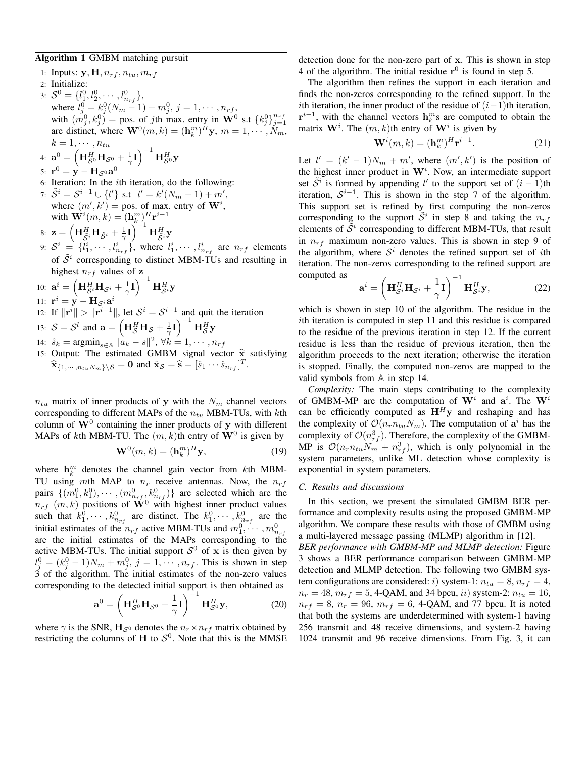**Algorithm 1** GMBM matching pursuit

1: Inputs: $\mathbf{y}, \mathbf{H}, n_{rf}, n_{tu}, m_{rf}$
2: Initialize:
3: $\mathcal{S}^0 = \{l_1^0, l_2^0, \cdots, l_{n_{rf}}^0\}$,
where $l_j^0 = k_j^0(N_m - 1) + m_j^0$, $j = 1, \cdots, n_{rf}$,
with $(m_j^0, k_j^0)$ = pos. of $j$th max. entry in $\mathbf{W}^0$ s.t $\{k_j^0\}_{j=1}^{n_{rf}}$ are distinct, where $\mathbf{W}^0(m,k) = (\mathbf{h}_k^m)^H\mathbf{y}$, $m = 1, \cdots, N_m$, $k = 1, \cdots, n_{tu}$
4: $\mathbf{a}^0 = \left(\mathbf{H}_{\mathcal{S}^0}^H\mathbf{H}_{\mathcal{S}^0} + \frac{1}{\gamma}\mathbf{I}\right)^{-1}\mathbf{H}_{\mathcal{S}^0}^H\mathbf{y}$
5: $\mathbf{r}^0 = \mathbf{y} - \mathbf{H}_{\mathcal{S}^0}\mathbf{a}^0$
6: Iteration: In the $i$th iteration, do the following:
7: $\tilde{\mathcal{S}}^i = \mathcal{S}^{i-1} \cup \{l'\}$ s.t $l' = k'(N_m - 1) + m'$,
where $(m', k')$ = pos. of max. entry of $\mathbf{W}^i$,
with $\mathbf{W}^i(m,k) = (\mathbf{h}_k^m)^H\mathbf{r}^{i-1}$
8: $\mathbf{z} = \left(\mathbf{H}_{\tilde{\mathcal{S}}^i}^H\mathbf{H}_{\tilde{\mathcal{S}}^i} + \frac{1}{\gamma}\mathbf{I}\right)^{-1}\mathbf{H}_{\tilde{\mathcal{S}}^i}^H\mathbf{y}$
9: $\mathcal{S}^i = \{l_1^i, \cdots, l_{n_{rf}}^i\}$, where $l_1^i, \cdots, l_{n_{rf}}^i$ are $n_{rf}$ elements of $\tilde{\mathcal{S}}^i$ corresponding to distinct MBM-TUs and resulting in highest $n_{rf}$ values of $\mathbf{z}$
10: $\mathbf{a}^i = \left(\mathbf{H}_{\mathcal{S}^i}^H\mathbf{H}_{\mathcal{S}^i} + \frac{1}{\gamma}\mathbf{I}\right)^{-1}\mathbf{H}_{\mathcal{S}^i}^H\mathbf{y}$
11: $\mathbf{r}^i = \mathbf{y} - \mathbf{H}_{\mathcal{S}^i}\mathbf{a}^i$
12: If $\|\mathbf{r}^i\| > \|\mathbf{r}^{i-1}\|$, let $\mathcal{S}^i = \mathcal{S}^{i-1}$ and quit the iteration
13: $\mathcal{S} = \mathcal{S}^l$ and $\mathbf{a} = \left(\mathbf{H}_{\mathcal{S}}^H\mathbf{H}_{\mathcal{S}} + \frac{1}{\gamma}\mathbf{I}\right)^{-1}\mathbf{H}_{\mathcal{S}}^H\mathbf{y}$
14: $\hat{s}_k = \text{argmin}_{s\in\mathbb{A}}\|a_k - s\|^2$, $\forall k = 1, \cdots, n_{rf}$
15: Output: The estimated GMBM signal vector $\widehat{\mathbf{x}}$ satisfying $\widehat{\mathbf{x}}_{\{1,\cdots,n_{tu}N_m\}\setminus\mathcal{S}} = \mathbf{0}$ and $\hat{\mathbf{x}}_{\mathcal{S}} = \widehat{\mathbf{s}} = [\hat{s}_1 \cdots \hat{s}_{n_{rf}}]^T$.

$n_{tu}$ matrix of inner products of $\mathbf{y}$ with the $N_m$ channel vectors corresponding to different MAPs of the $n_{tu}$ MBM-TUs, with $k$th column of $\mathbf{W}^0$ containing the inner products of $\mathbf{y}$ with different MAPs of $k$th MBM-TU. The $(m,k)$th entry of $\mathbf{W}^0$ is given by

$$\mathbf{W}^0(m,k) = (\mathbf{h}_k^m)^H\mathbf{y}, \tag{19}$$

where $\mathbf{h}_k^m$ denotes the channel gain vector from $k$th MBM-TU using $m$th MAP to $n_r$ receive antennas. Now, the $n_{rf}$ pairs $\{(m_1^0, k_1^0), \cdots, (m_{n_{rf}}^0, k_{n_{rf}}^0)\}$ are selected which are the $n_{rf}$ $(m,k)$ positions of $\mathbf{W}^0$ with highest inner product values such that $k_1^0, \cdots, k_{n_{rf}}^0$ are distinct. The $k_1^0, \cdots, k_{n_{rf}}^0$ are the initial estimates of the $n_{rf}$ active MBM-TUs and $m_1^0, \cdots, m_{n_{rf}}^0$ are the initial estimates of the MAPs corresponding to the active MBM-TUs. The initial support $\mathcal{S}^0$ of $\mathbf{x}$ is then given by $l_j^0 = (k_j^0 - 1)N_m + m_j^0$, $j = 1, \cdots, n_{rf}$. This is shown in step 3 of the algorithm. The initial estimates of the non-zero values corresponding to the detected initial support is then obtained as

$$\mathbf{a}^0 = \left(\mathbf{H}_{\mathcal{S}^0}^H\mathbf{H}_{\mathcal{S}^0} + \frac{1}{\gamma}\mathbf{I}\right)^{-1}\mathbf{H}_{\mathcal{S}^0}^H\mathbf{y}, \tag{20}$$

where $\gamma$ is the SNR, $\mathbf{H}_{\mathcal{S}^0}$ denotes the $n_r \times n_{rf}$ matrix obtained by restricting the columns of $\mathbf{H}$ to $\mathcal{S}^0$. Note that this is the MMSE detection done for the non-zero part of $\mathbf{x}$. This is shown in step 4 of the algorithm. The initial residue $\mathbf{r}^0$ is found in step 5.

The algorithm then refines the support in each iteration and finds the non-zeros corresponding to the refined support. In the $i$th iteration, the inner product of the residue of $(i-1)$th iteration, $\mathbf{r}^{i-1}$, with the channel vectors $\mathbf{h}_k^m$s are computed to obtain the matrix $\mathbf{W}^i$. The $(m,k)$th entry of $\mathbf{W}^i$ is given by

$$\mathbf{W}^i(m,k) = (\mathbf{h}_k^m)^H\mathbf{r}^{i-1}. \tag{21}$$

Let $l' = (k'-1)N_m + m'$, where $(m', k')$ is the position of the highest inner product in $\mathbf{W}^i$. Now, an intermediate support set $\tilde{\mathcal{S}}^i$ is formed by appending $l'$ to the support set of $(i-1)$th iteration, $\mathcal{S}^{i-1}$. This is shown in the step 7 of the algorithm. This support set is refined by first computing the non-zeros corresponding to the support $\tilde{\mathcal{S}}^i$ in step 8 and taking the $n_{rf}$ elements of $\tilde{\mathcal{S}}^i$ corresponding to different MBM-TUs, that result in $n_{rf}$ maximum non-zero values. This is shown in step 9 of the algorithm, where $\mathcal{S}^i$ denotes the refined support set of $i$th iteration. The non-zeros corresponding to the refined support are computed as

$$\mathbf{a}^i = \left(\mathbf{H}_{\mathcal{S}^i}^H\mathbf{H}_{\mathcal{S}^i} + \frac{1}{\gamma}\mathbf{I}\right)^{-1}\mathbf{H}_{\mathcal{S}^i}^H\mathbf{y}, \tag{22}$$

which is shown in step 10 of the algorithm. The residue in the $i$th iteration is computed in step 11 and this residue is compared to the residue of the previous iteration in step 12. If the current residue is less than the residue of previous iteration, then the algorithm proceeds to the next iteration; otherwise the iteration is stopped. Finally, the computed non-zeros are mapped to the valid symbols from $\mathbb{A}$ in step 14.

*Complexity:* The main steps contributing to the complexity of GMBM-MP are the computation of $\mathbf{W}^i$ and $\mathbf{a}^i$. The $\mathbf{W}^i$ can be efficiently computed as $\mathbf{H}^H\mathbf{y}$ and reshaping and has the complexity of $\mathcal{O}(n_r n_{tu} N_m)$. The computation of $\mathbf{a}^i$ has the complexity of $\mathcal{O}(n_{rf}^3)$. Therefore, the complexity of the GMBM-MP is $\mathcal{O}(n_r n_{tu} N_m + n_{rf}^3)$, which is only polynomial in the system parameters, unlike ML detection whose complexity is exponential in system parameters.

### C. Results and discussions

In this section, we present the simulated GMBM BER performance and complexity results using the proposed GMBM-MP algorithm. We compare these results with those of GMBM using a multi-layered message passing (MLMP) algorithm in [12].

*BER performance with GMBM-MP and MLMP detection:* Figure 3 shows a BER performance comparison between GMBM-MP detection and MLMP detection. The following two GMBM system configurations are considered: *i*) system-1: $n_{tu} = 8$, $n_{rf} = 4$, $n_r = 48$, $m_{rf} = 5$, 4-QAM, and 34 bpcu, *ii*) system-2: $n_{tu} = 16$, $n_{rf} = 8$, $n_r = 96$, $m_{rf} = 6$, 4-QAM, and 77 bpcu. It is noted that both the systems are underdetermined with system-1 having 256 transmit and 48 receive dimensions, and system-2 having 1024 transmit and 96 receive dimensions. From Fig. 3, it can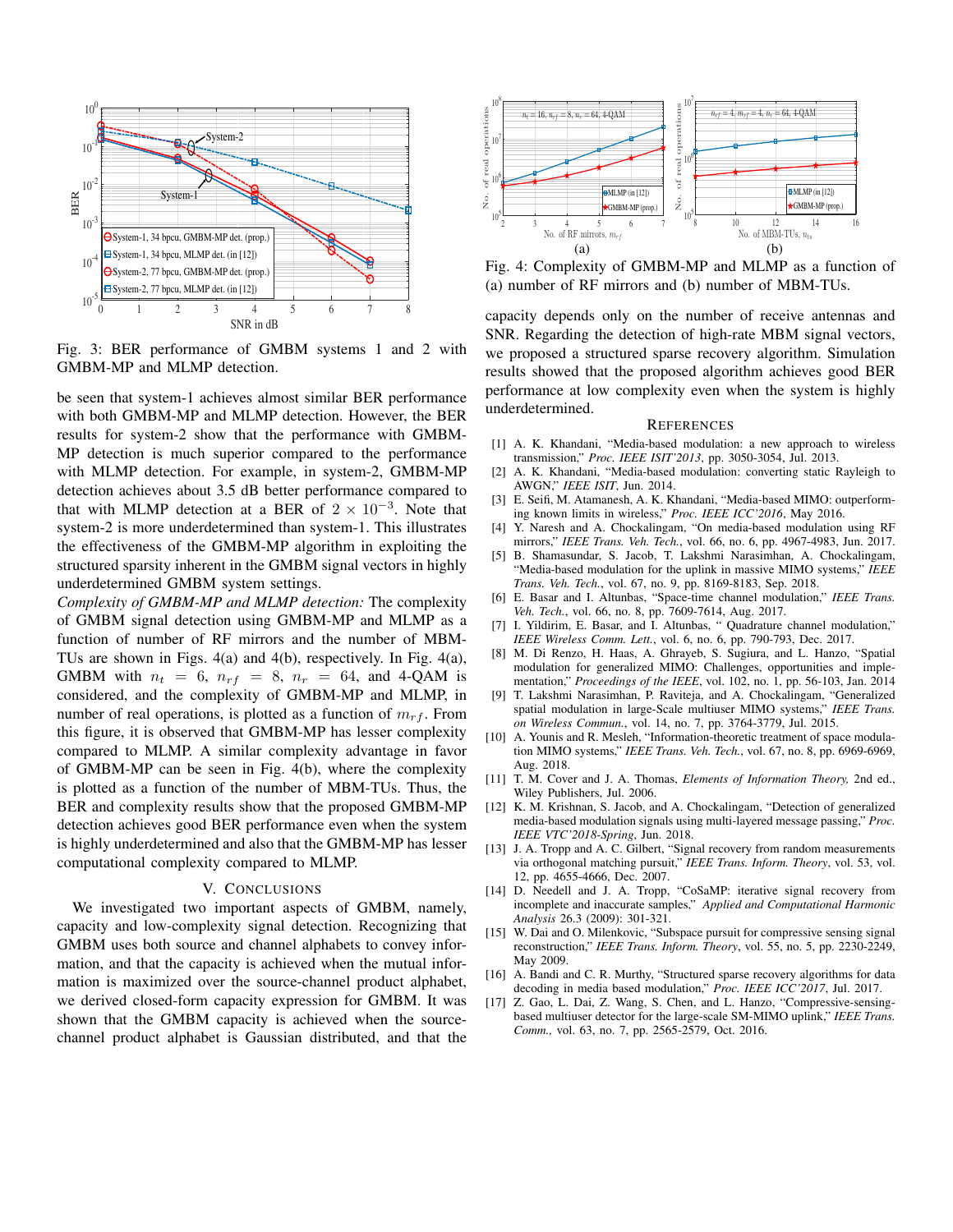$10^0$
$10^{-1}$
$10^{-2}$
$10^{-3}$
$10^{-4}$
$10^{-5}$
BER
0 1 2 3 4 5 6 7 8
SNR in dB
System-2
System-1
System-1, 34 bpcu, GMBM-MP det. (prop.)
System-1, 34 bpcu, MLMP det. (in [12])
System-2, 77 bpcu, GMBM-MP det. (prop.)
System-2, 77 bpcu, MLMP det. (in [12])

Fig. 3: BER performance of GMBM systems 1 and 2 with GMBM-MP and MLMP detection.

be seen that system-1 achieves almost similar BER performance with both GMBM-MP and MLMP detection. However, the BER results for system-2 show that the performance with GMBM-MP detection is much superior compared to the performance with MLMP detection. For example, in system-2, GMBM-MP detection achieves about 3.5 dB better performance compared to that with MLMP detection at a BER of $2 \times 10^{-3}$. Note that system-2 is more underdetermined than system-1. This illustrates the effectiveness of the GMBM-MP algorithm in exploiting the structured sparsity inherent in the GMBM signal vectors in highly underdetermined GMBM system settings.

*Complexity of GMBM-MP and MLMP detection:* The complexity of GMBM signal detection using GMBM-MP and MLMP as a function of number of RF mirrors and the number of MBM-TUs are shown in Figs. 4(a) and 4(b), respectively. In Fig. 4(a), GMBM with $n_t = 6$, $n_{rf} = 8$, $n_r = 64$, and 4-QAM is considered, and the complexity of GMBM-MP and MLMP, in number of real operations, is plotted as a function of $m_{rf}$. From this figure, it is observed that GMBM-MP has lesser complexity compared to MLMP. A similar complexity advantage in favor of GMBM-MP can be seen in Fig. 4(b), where the complexity is plotted as a function of the number of MBM-TUs. Thus, the BER and complexity results show that the proposed GMBM-MP detection achieves good BER performance even when the system is highly underdetermined and also that the GMBM-MP has lesser computational complexity compared to MLMP.

## V. Conclusions

We investigated two important aspects of GMBM, namely, capacity and low-complexity signal detection. Recognizing that GMBM uses both source and channel alphabets to convey information, and that the capacity is achieved when the mutual information is maximized over the source-channel product alphabet, we derived closed-form capacity expression for GMBM. It was shown that the GMBM capacity is achieved when the source-channel product alphabet is Gaussian distributed, and that the capacity depends only on the number of receive antennas and SNR. Regarding the detection of high-rate MBM signal vectors, we proposed a structured sparse recovery algorithm. Simulation results showed that the proposed algorithm achieves good BER performance at low complexity even when the system is highly underdetermined.

(a)
$10^8$
$10^7$
$10^6$
$10^5$
No. of real operations
$n_t = 16$, $n_{rf} = 8$, $n_r = 64$, 4-QAM
MLMP (in [12])
GMBM-MP (prop.)
2 3 4 5 6 7
No. of RF mirrors, $m_{rf}$

(b)
$10^7$
$10^6$
$10^5$
No. of real operations
$n_{rf} = 4$, $m_{rf} = 4$, $n_r = 64$, 4-QAM
MLMP (in [12])
GMBM-MP (prop.)
8 10 12 14 16
No. of MBM-TUs, $n_{tu}$

Fig. 4: Complexity of GMBM-MP and MLMP as a function of (a) number of RF mirrors and (b) number of MBM-TUs.

## References

[1] A. K. Khandani, "Media-based modulation: a new approach to wireless transmission," *Proc. IEEE ISIT'2013*, pp. 3050-3054, Jul. 2013.

[2] A. K. Khandani, "Media-based modulation: converting static Rayleigh to AWGN," *IEEE ISIT*, Jun. 2014.

[3] E. Seifi, M. Atamanesh, A. K. Khandani, "Media-based MIMO: outperforming known limits in wireless," *Proc. IEEE ICC'2016*, May 2016.

[4] Y. Naresh and A. Chockalingam, "On media-based modulation using RF mirrors," *IEEE Trans. Veh. Tech.*, vol. 66, no. 6, pp. 4967-4983, Jun. 2017.

[5] B. Shamasundar, S. Jacob, T. Lakshmi Narasimhan, A. Chockalingam, "Media-based modulation for the uplink in massive MIMO systems," *IEEE Trans. Veh. Tech.*, vol. 67, no. 9, pp. 8169-8183, Sep. 2018.

[6] E. Basar and I. Altunbas, "Space-time channel modulation," *IEEE Trans. Veh. Tech.*, vol. 66, no. 8, pp. 7609-7614, Aug. 2017.

[7] I. Yildirim, E. Basar, and I. Altunbas, " Quadrature channel modulation," *IEEE Wireless Comm. Lett.*, vol. 6, no. 6, pp. 790-793, Dec. 2017.

[8] M. Di Renzo, H. Haas, A. Ghrayeb, S. Sugiura, and L. Hanzo, "Spatial modulation for generalized MIMO: Challenges, opportunities and implementation," *Proceedings of the IEEE*, vol. 102, no. 1, pp. 56-103, Jan. 2014

[9] T. Lakshmi Narasimhan, P. Raviteja, and A. Chockalingam, "Generalized spatial modulation in large-Scale multiuser MIMO systems," *IEEE Trans. on Wireless Commun.*, vol. 14, no. 7, pp. 3764-3779, Jul. 2015.

[10] A. Younis and R. Mesleh, "Information-theoretic treatment of space modulation MIMO systems," *IEEE Trans. Veh. Tech.*, vol. 67, no. 8, pp. 6969-6969, Aug. 2018.

[11] T. M. Cover and J. A. Thomas, *Elements of Information Theory*, 2nd ed., Wiley Publishers, Jul. 2006.

[12] K. M. Krishnan, S. Jacob, and A. Chockalingam, "Detection of generalized media-based modulation signals using multi-layered message passing," *Proc. IEEE VTC'2018-Spring*, Jun. 2018.

[13] J. A. Tropp and A. C. Gilbert, "Signal recovery from random measurements via orthogonal matching pursuit," *IEEE Trans. Inform. Theory*, vol. 53, vol. 12, pp. 4655-4666, Dec. 2007.

[14] D. Needell and J. A. Tropp, "CoSaMP: iterative signal recovery from incomplete and inaccurate samples," *Applied and Computational Harmonic Analysis* 26.3 (2009): 301-321.

[15] W. Dai and O. Milenkovic, "Subspace pursuit for compressive sensing signal reconstruction," *IEEE Trans. Inform. Theory*, vol. 55, no. 5, pp. 2230-2249, May 2009.

[16] A. Bandi and C. R. Murthy, "Structured sparse recovery algorithms for data decoding in media based modulation," *Proc. IEEE ICC'2017*, Jul. 2017.

[17] Z. Gao, L. Dai, Z. Wang, S. Chen, and L. Hanzo, "Compressive-sensing-based multiuser detector for the large-scale SM-MIMO uplink," *IEEE Trans. Comm.*, vol. 63, no. 7, pp. 2565-2579, Oct. 2016.